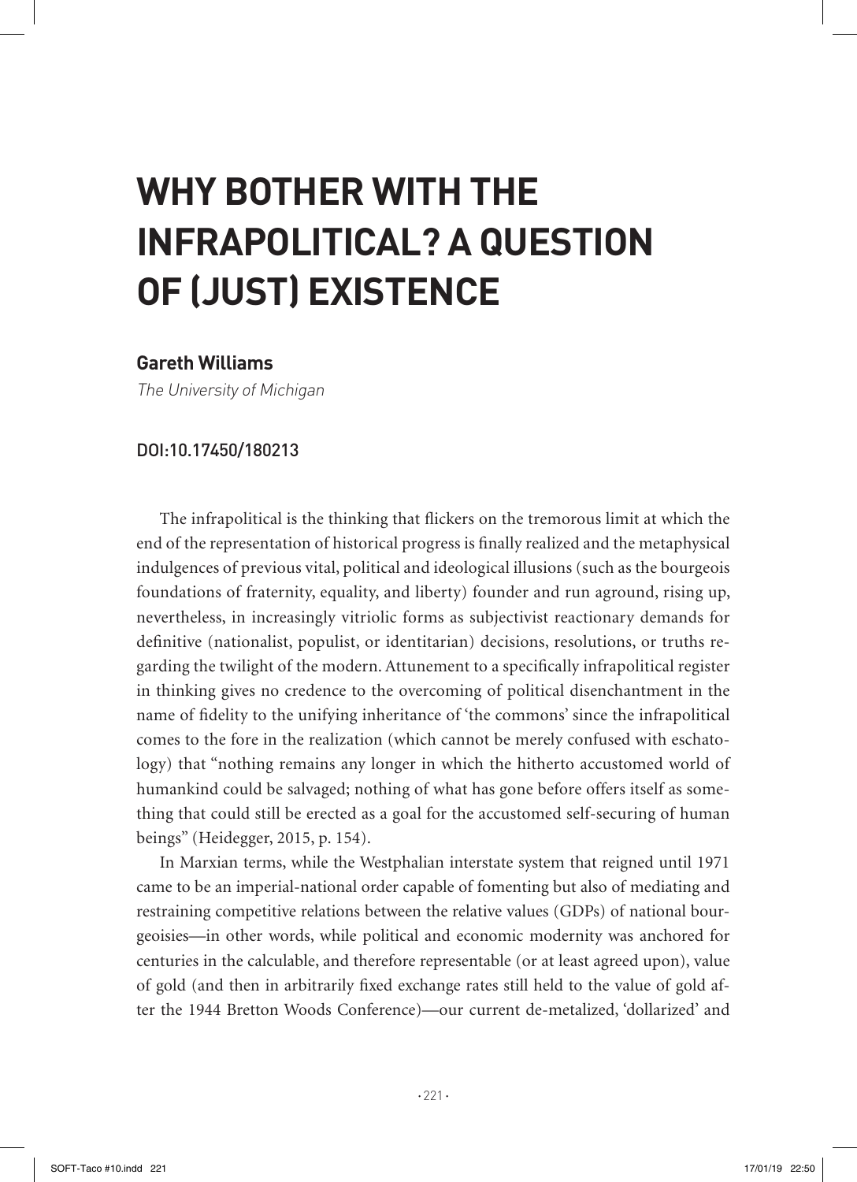# WHY BOTHER WITH THE INFRAPOLITICAL? A QUESTION OF (JUST) EXISTENCE

**Gareth Williams**

*The University of Michigan*

DOI:10.17450/180213

The infrapolitical is the thinking that flickers on the tremorous limit at which the end of the representation of historical progress is finally realized and the metaphysical indulgences of previous vital, political and ideological illusions (such as the bourgeois foundations of fraternity, equality, and liberty) founder and run aground, rising up, nevertheless, in increasingly vitriolic forms as subjectivist reactionary demands for definitive (nationalist, populist, or identitarian) decisions, resolutions, or truths regarding the twilight of the modern. Attunement to a specifically infrapolitical register in thinking gives no credence to the overcoming of political disenchantment in the name of fidelity to the unifying inheritance of 'the commons' since the infrapolitical comes to the fore in the realization (which cannot be merely confused with eschatology) that "nothing remains any longer in which the hitherto accustomed world of humankind could be salvaged; nothing of what has gone before offers itself as something that could still be erected as a goal for the accustomed self-securing of human beings" (Heidegger, 2015, p. 154).

In Marxian terms, while the Westphalian interstate system that reigned until 1971 came to be an imperial-national order capable of fomenting but also of mediating and restraining competitive relations between the relative values (GDPs) of national bourgeoisies—in other words, while political and economic modernity was anchored for centuries in the calculable, and therefore representable (or at least agreed upon), value of gold (and then in arbitrarily fixed exchange rates still held to the value of gold after the 1944 Bretton Woods Conference)—our current de-metalized, 'dollarized' and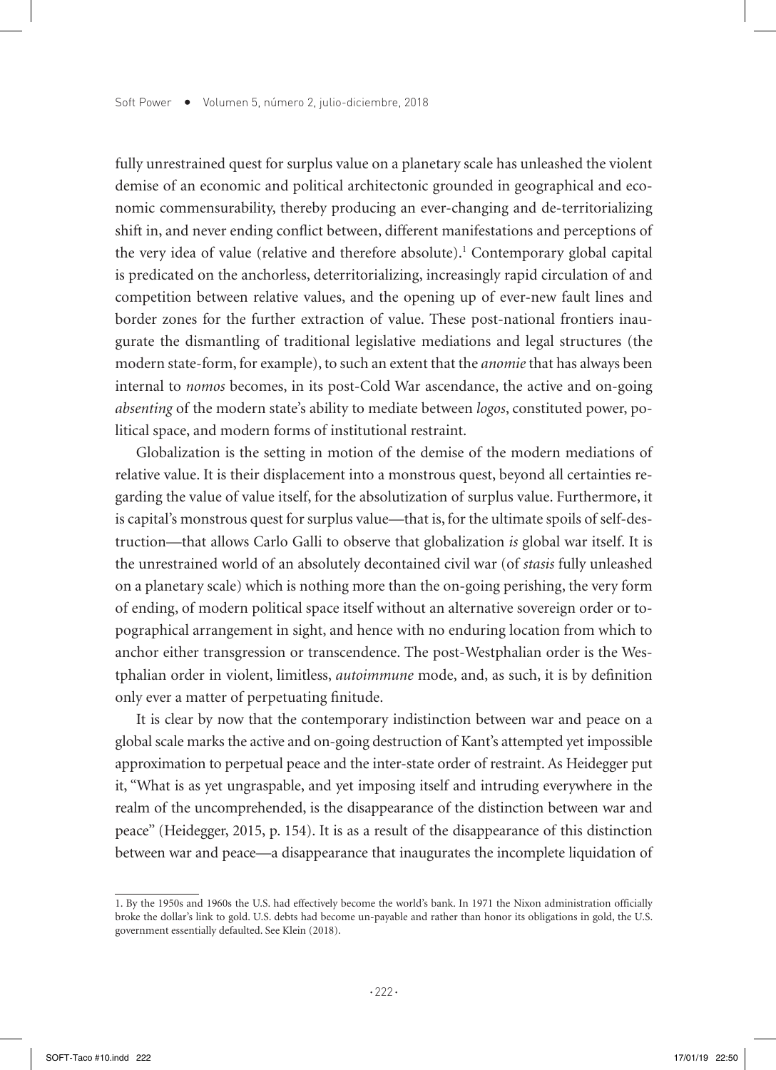fully unrestrained quest for surplus value on a planetary scale has unleashed the violent demise of an economic and political architectonic grounded in geographical and economic commensurability, thereby producing an ever-changing and de-territorializing shift in, and never ending conflict between, different manifestations and perceptions of the very idea of value (relative and therefore absolute).[1] Contemporary global capital is predicated on the anchorless, deterritorializing, increasingly rapid circulation of and competition between relative values, and the opening up of ever-new fault lines and border zones for the further extraction of value. These post-national frontiers inaugurate the dismantling of traditional legislative mediations and legal structures (the modern state-form, for example), to such an extent that the *anomie* that has always been internal to *nomos* becomes, in its post-Cold War ascendance, the active and on-going *absenting* of the modern state's ability to mediate between *logos*, constituted power, political space, and modern forms of institutional restraint.

Globalization is the setting in motion of the demise of the modern mediations of relative value. It is their displacement into a monstrous quest, beyond all certainties regarding the value of value itself, for the absolutization of surplus value. Furthermore, it is capital's monstrous quest for surplus value—that is, for the ultimate spoils of self-destruction—that allows Carlo Galli to observe that globalization *is* global war itself. It is the unrestrained world of an absolutely decontained civil war (of *stasis* fully unleashed on a planetary scale) which is nothing more than the on-going perishing, the very form of ending, of modern political space itself without an alternative sovereign order or topographical arrangement in sight, and hence with no enduring location from which to anchor either transgression or transcendence. The post-Westphalian order is the Westphalian order in violent, limitless, *autoimmune* mode, and, as such, it is by definition only ever a matter of perpetuating finitude.

It is clear by now that the contemporary indistinction between war and peace on a global scale marks the active and on-going destruction of Kant's attempted yet impossible approximation to perpetual peace and the inter-state order of restraint. As Heidegger put it, "What is as yet ungraspable, and yet imposing itself and intruding everywhere in the realm of the uncomprehended, is the disappearance of the distinction between war and peace" (Heidegger, 2015, p. 154). It is as a result of the disappearance of this distinction between war and peace—a disappearance that inaugurates the incomplete liquidation of

---

1. By the 1950s and 1960s the U.S. had effectively become the world's bank. In 1971 the Nixon administration officially broke the dollar's link to gold. U.S. debts had become un-payable and rather than honor its obligations in gold, the U.S. government essentially defaulted. See Klein (2018).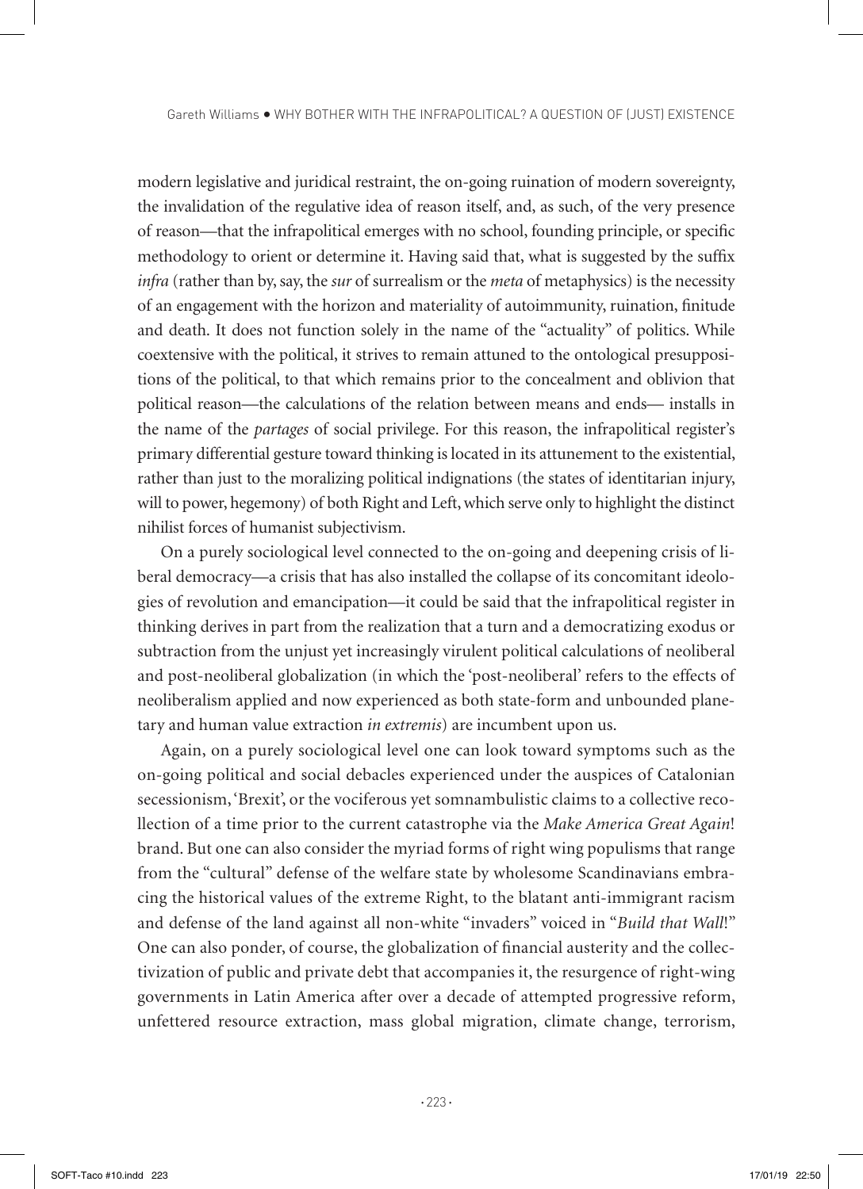modern legislative and juridical restraint, the on-going ruination of modern sovereignty, the invalidation of the regulative idea of reason itself, and, as such, of the very presence of reason—that the infrapolitical emerges with no school, founding principle, or specific methodology to orient or determine it. Having said that, what is suggested by the suffix *infra* (rather than by, say, the *sur* of surrealism or the *meta* of metaphysics) is the necessity of an engagement with the horizon and materiality of autoimmunity, ruination, finitude and death. It does not function solely in the name of the "actuality" of politics. While coextensive with the political, it strives to remain attuned to the ontological presuppositions of the political, to that which remains prior to the concealment and oblivion that political reason—the calculations of the relation between means and ends— installs in the name of the *partages* of social privilege. For this reason, the infrapolitical register's primary differential gesture toward thinking is located in its attunement to the existential, rather than just to the moralizing political indignations (the states of identitarian injury, will to power, hegemony) of both Right and Left, which serve only to highlight the distinct nihilist forces of humanist subjectivism.

On a purely sociological level connected to the on-going and deepening crisis of liberal democracy—a crisis that has also installed the collapse of its concomitant ideologies of revolution and emancipation—it could be said that the infrapolitical register in thinking derives in part from the realization that a turn and a democratizing exodus or subtraction from the unjust yet increasingly virulent political calculations of neoliberal and post-neoliberal globalization (in which the 'post-neoliberal' refers to the effects of neoliberalism applied and now experienced as both state-form and unbounded planetary and human value extraction *in extremis*) are incumbent upon us.

Again, on a purely sociological level one can look toward symptoms such as the on-going political and social debacles experienced under the auspices of Catalonian secessionism, 'Brexit', or the vociferous yet somnambulistic claims to a collective recollection of a time prior to the current catastrophe via the *Make America Great Again*! brand. But one can also consider the myriad forms of right wing populisms that range from the "cultural" defense of the welfare state by wholesome Scandinavians embracing the historical values of the extreme Right, to the blatant anti-immigrant racism and defense of the land against all non-white "invaders" voiced in "*Build that Wall*!" One can also ponder, of course, the globalization of financial austerity and the collectivization of public and private debt that accompanies it, the resurgence of right-wing governments in Latin America after over a decade of attempted progressive reform, unfettered resource extraction, mass global migration, climate change, terrorism,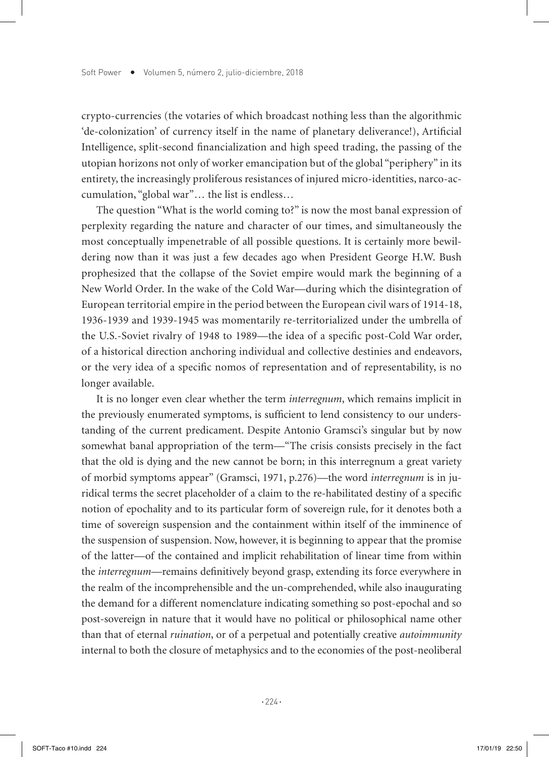crypto-currencies (the votaries of which broadcast nothing less than the algorithmic 'de-colonization' of currency itself in the name of planetary deliverance!), Artificial Intelligence, split-second financialization and high speed trading, the passing of the utopian horizons not only of worker emancipation but of the global "periphery" in its entirety, the increasingly proliferous resistances of injured micro-identities, narco-accumulation, "global war"… the list is endless…

The question "What is the world coming to?" is now the most banal expression of perplexity regarding the nature and character of our times, and simultaneously the most conceptually impenetrable of all possible questions. It is certainly more bewildering now than it was just a few decades ago when President George H.W. Bush prophesized that the collapse of the Soviet empire would mark the beginning of a New World Order. In the wake of the Cold War—during which the disintegration of European territorial empire in the period between the European civil wars of 1914-18, 1936-1939 and 1939-1945 was momentarily re-territorialized under the umbrella of the U.S.-Soviet rivalry of 1948 to 1989—the idea of a specific post-Cold War order, of a historical direction anchoring individual and collective destinies and endeavors, or the very idea of a specific nomos of representation and of representability, is no longer available.

It is no longer even clear whether the term *interregnum*, which remains implicit in the previously enumerated symptoms, is sufficient to lend consistency to our understanding of the current predicament. Despite Antonio Gramsci's singular but by now somewhat banal appropriation of the term—"The crisis consists precisely in the fact that the old is dying and the new cannot be born; in this interregnum a great variety of morbid symptoms appear" (Gramsci, 1971, p.276)—the word *interregnum* is in juridical terms the secret placeholder of a claim to the re-habilitated destiny of a specific notion of epochality and to its particular form of sovereign rule, for it denotes both a time of sovereign suspension and the containment within itself of the imminence of the suspension of suspension. Now, however, it is beginning to appear that the promise of the latter—of the contained and implicit rehabilitation of linear time from within the *interregnum*—remains definitively beyond grasp, extending its force everywhere in the realm of the incomprehensible and the un-comprehended, while also inaugurating the demand for a different nomenclature indicating something so post-epochal and so post-sovereign in nature that it would have no political or philosophical name other than that of eternal *ruination*, or of a perpetual and potentially creative *autoimmunity* internal to both the closure of metaphysics and to the economies of the post-neoliberal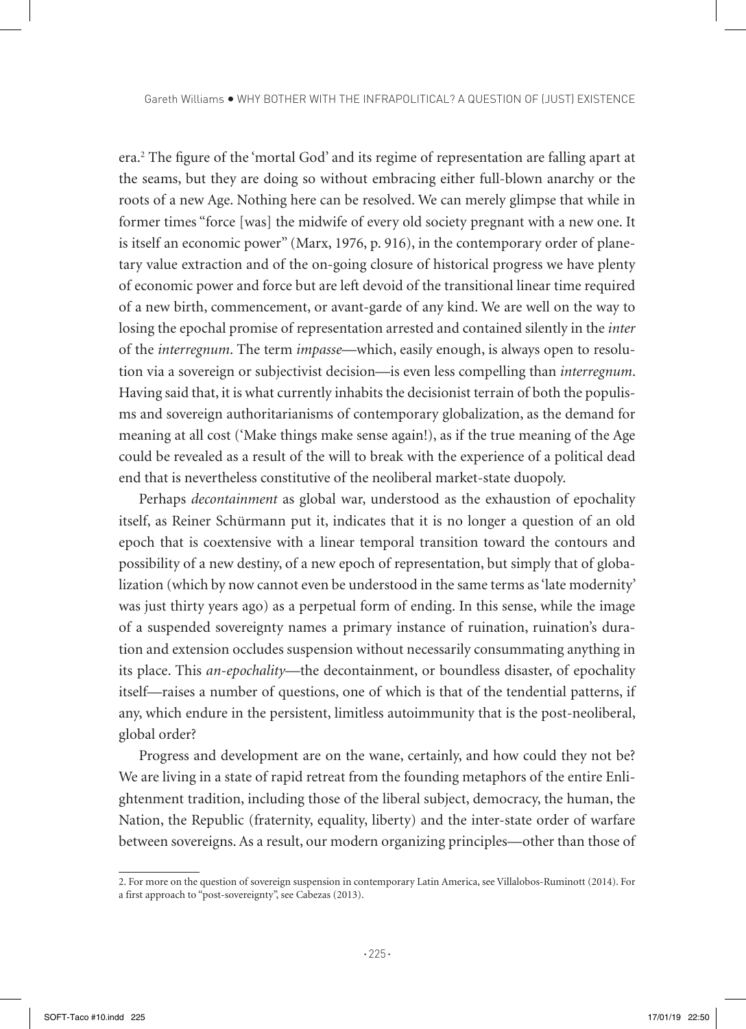era.[2] The figure of the 'mortal God' and its regime of representation are falling apart at the seams, but they are doing so without embracing either full-blown anarchy or the roots of a new Age. Nothing here can be resolved. We can merely glimpse that while in former times "force [was] the midwife of every old society pregnant with a new one. It is itself an economic power" (Marx, 1976, p. 916), in the contemporary order of planetary value extraction and of the on-going closure of historical progress we have plenty of economic power and force but are left devoid of the transitional linear time required of a new birth, commencement, or avant-garde of any kind. We are well on the way to losing the epochal promise of representation arrested and contained silently in the *inter* of the *interregnum*. The term *impasse*—which, easily enough, is always open to resolution via a sovereign or subjectivist decision—is even less compelling than *interregnum*. Having said that, it is what currently inhabits the decisionist terrain of both the populisms and sovereign authoritarianisms of contemporary globalization, as the demand for meaning at all cost ('Make things make sense again!'), as if the true meaning of the Age could be revealed as a result of the will to break with the experience of a political dead end that is nevertheless constitutive of the neoliberal market-state duopoly.

Perhaps *decontainment* as global war, understood as the exhaustion of epochality itself, as Reiner Schürmann put it, indicates that it is no longer a question of an old epoch that is coextensive with a linear temporal transition toward the contours and possibility of a new destiny, of a new epoch of representation, but simply that of globalization (which by now cannot even be understood in the same terms as 'late modernity' was just thirty years ago) as a perpetual form of ending. In this sense, while the image of a suspended sovereignty names a primary instance of ruination, ruination's duration and extension occludes suspension without necessarily consummating anything in its place. This *an-epochality*—the decontainment, or boundless disaster, of epochality itself—raises a number of questions, one of which is that of the tendential patterns, if any, which endure in the persistent, limitless autoimmunity that is the post-neoliberal, global order?

Progress and development are on the wane, certainly, and how could they not be? We are living in a state of rapid retreat from the founding metaphors of the entire Enlightenment tradition, including those of the liberal subject, democracy, the human, the Nation, the Republic (fraternity, equality, liberty) and the inter-state order of warfare between sovereigns. As a result, our modern organizing principles—other than those of

---

2. For more on the question of sovereign suspension in contemporary Latin America, see Villalobos-Ruminott (2014). For a first approach to "post-sovereignty", see Cabezas (2013).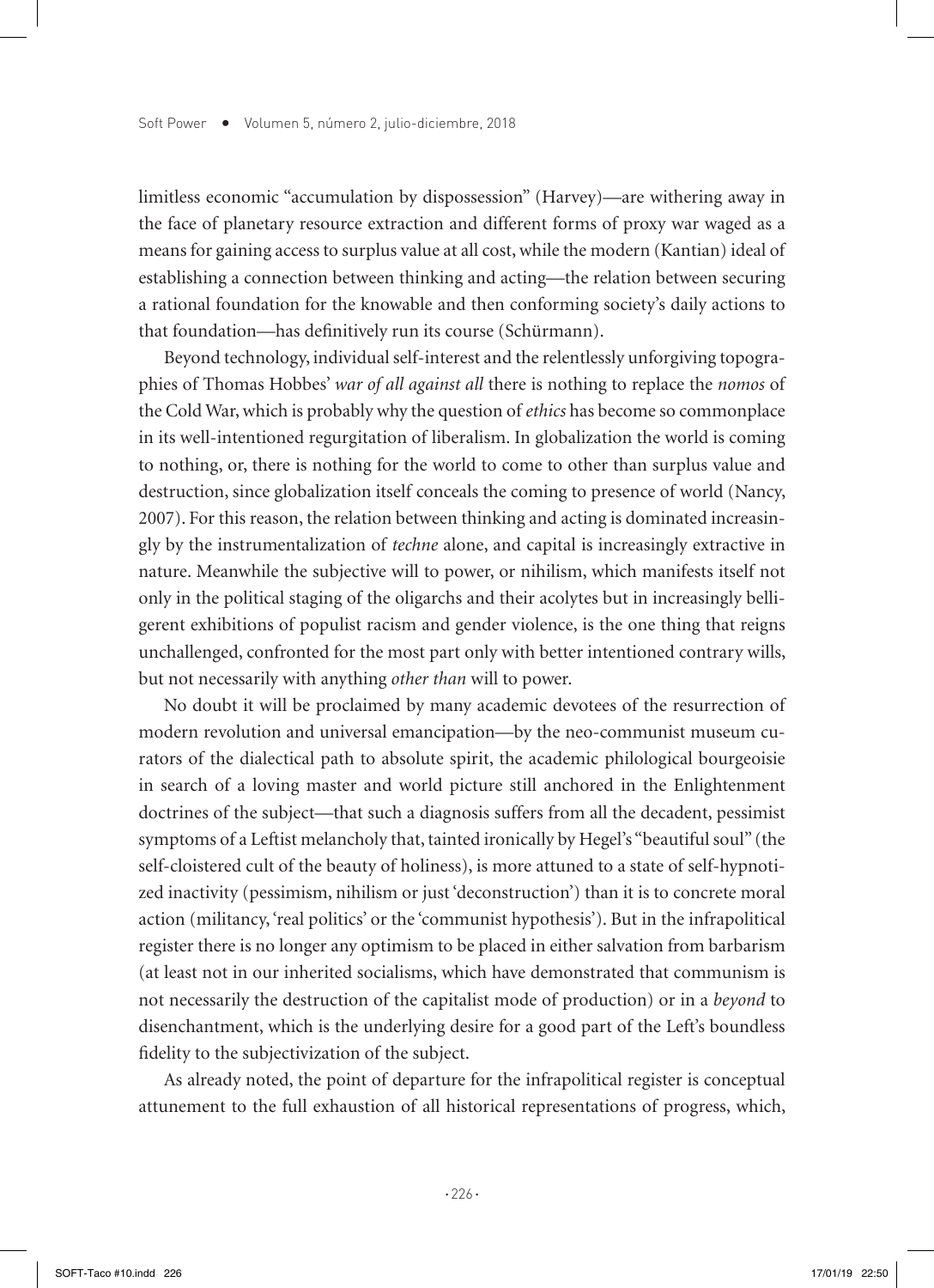limitless economic "accumulation by dispossession" (Harvey)—are withering away in the face of planetary resource extraction and different forms of proxy war waged as a means for gaining access to surplus value at all cost, while the modern (Kantian) ideal of establishing a connection between thinking and acting—the relation between securing a rational foundation for the knowable and then conforming society's daily actions to that foundation—has definitively run its course (Schürmann).

Beyond technology, individual self-interest and the relentlessly unforgiving topographies of Thomas Hobbes' *war of all against all* there is nothing to replace the *nomos* of the Cold War, which is probably why the question of *ethics* has become so commonplace in its well-intentioned regurgitation of liberalism. In globalization the world is coming to nothing, or, there is nothing for the world to come to other than surplus value and destruction, since globalization itself conceals the coming to presence of world (Nancy, 2007). For this reason, the relation between thinking and acting is dominated increasingly by the instrumentalization of *techne* alone, and capital is increasingly extractive in nature. Meanwhile the subjective will to power, or nihilism, which manifests itself not only in the political staging of the oligarchs and their acolytes but in increasingly belligerent exhibitions of populist racism and gender violence, is the one thing that reigns unchallenged, confronted for the most part only with better intentioned contrary wills, but not necessarily with anything *other than* will to power.

No doubt it will be proclaimed by many academic devotees of the resurrection of modern revolution and universal emancipation—by the neo-communist museum curators of the dialectical path to absolute spirit, the academic philological bourgeoisie in search of a loving master and world picture still anchored in the Enlightenment doctrines of the subject—that such a diagnosis suffers from all the decadent, pessimist symptoms of a Leftist melancholy that, tainted ironically by Hegel's "beautiful soul" (the self-cloistered cult of the beauty of holiness), is more attuned to a state of self-hypnotized inactivity (pessimism, nihilism or just 'deconstruction') than it is to concrete moral action (militancy, 'real politics' or the 'communist hypothesis'). But in the infrapolitical register there is no longer any optimism to be placed in either salvation from barbarism (at least not in our inherited socialisms, which have demonstrated that communism is not necessarily the destruction of the capitalist mode of production) or in a *beyond* to disenchantment, which is the underlying desire for a good part of the Left's boundless fidelity to the subjectivization of the subject.

As already noted, the point of departure for the infrapolitical register is conceptual attunement to the full exhaustion of all historical representations of progress, which,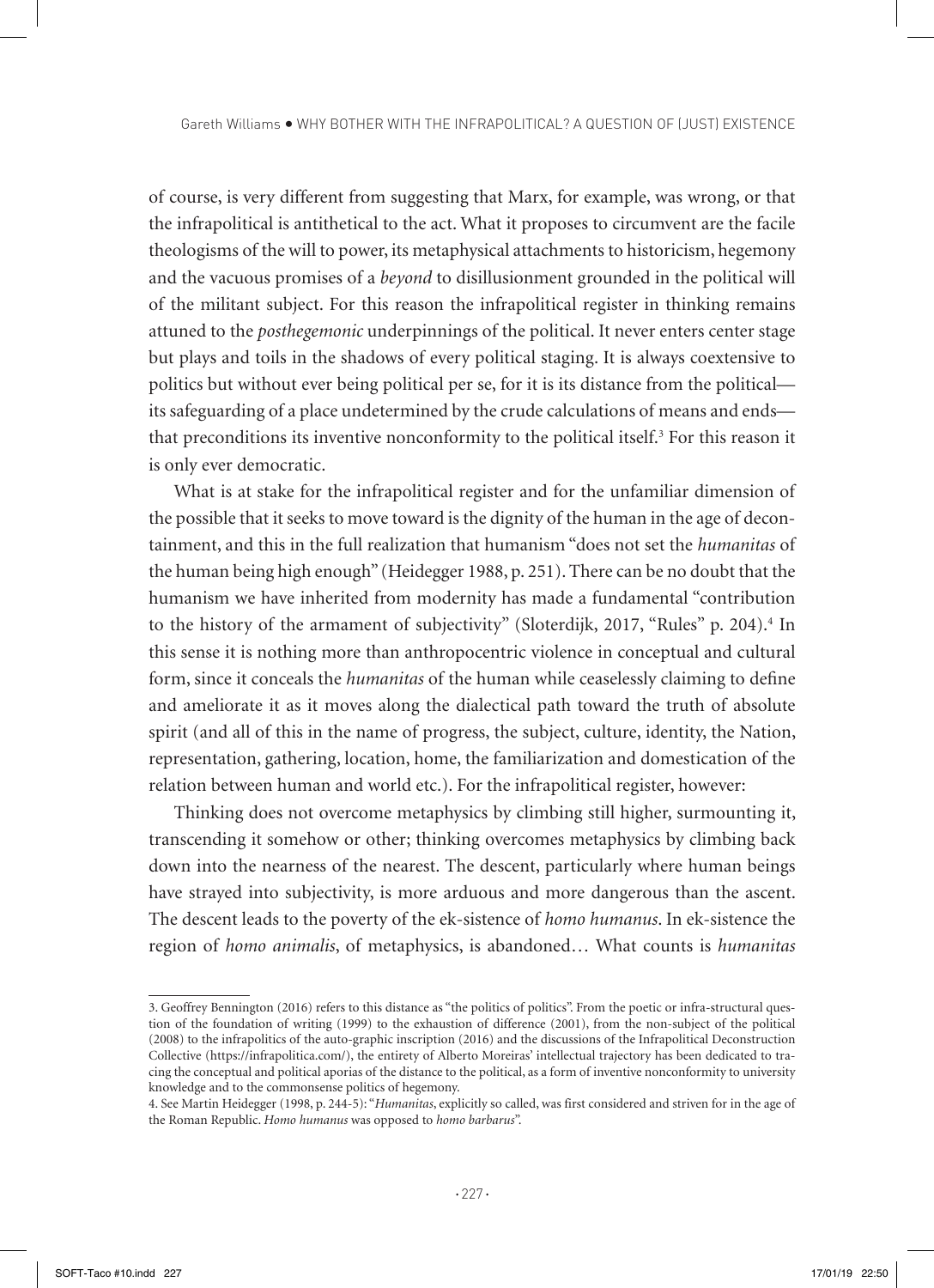of course, is very different from suggesting that Marx, for example, was wrong, or that the infrapolitical is antithetical to the act. What it proposes to circumvent are the facile theologisms of the will to power, its metaphysical attachments to historicism, hegemony and the vacuous promises of a *beyond* to disillusionment grounded in the political will of the militant subject. For this reason the infrapolitical register in thinking remains attuned to the *posthegemonic* underpinnings of the political. It never enters center stage but plays and toils in the shadows of every political staging. It is always coextensive to politics but without ever being political per se, for it is its distance from the political—its safeguarding of a place undetermined by the crude calculations of means and ends—that preconditions its inventive nonconformity to the political itself.[3] For this reason it is only ever democratic.

What is at stake for the infrapolitical register and for the unfamiliar dimension of the possible that it seeks to move toward is the dignity of the human in the age of decontainment, and this in the full realization that humanism "does not set the *humanitas* of the human being high enough" (Heidegger 1988, p. 251). There can be no doubt that the humanism we have inherited from modernity has made a fundamental "contribution to the history of the armament of subjectivity" (Sloterdijk, 2017, "Rules" p. 204).[4] In this sense it is nothing more than anthropocentric violence in conceptual and cultural form, since it conceals the *humanitas* of the human while ceaselessly claiming to define and ameliorate it as it moves along the dialectical path toward the truth of absolute spirit (and all of this in the name of progress, the subject, culture, identity, the Nation, representation, gathering, location, home, the familiarization and domestication of the relation between human and world etc.). For the infrapolitical register, however:

> Thinking does not overcome metaphysics by climbing still higher, surmounting it, transcending it somehow or other; thinking overcomes metaphysics by climbing back down into the nearness of the nearest. The descent, particularly where human beings have strayed into subjectivity, is more arduous and more dangerous than the ascent. The descent leads to the poverty of the ek-sistence of *homo humanus*. In ek-sistence the region of *homo animalis*, of metaphysics, is abandoned… What counts is *humanitas*

---

3. Geoffrey Bennington (2016) refers to this distance as "the politics of politics". From the poetic or infra-structural question of the foundation of writing (1999) to the exhaustion of difference (2001), from the non-subject of the political (2008) to the infrapolitics of the auto-graphic inscription (2016) and the discussions of the Infrapolitical Deconstruction Collective (https://infrapolitica.com/), the entirety of Alberto Moreiras' intellectual trajectory has been dedicated to tracing the conceptual and political aporias of the distance to the political, as a form of inventive nonconformity to university knowledge and to the commonsense politics of hegemony.

4. See Martin Heidegger (1998, p. 244-5): "*Humanitas*, explicitly so called, was first considered and striven for in the age of the Roman Republic. *Homo humanus* was opposed to *homo barbarus*".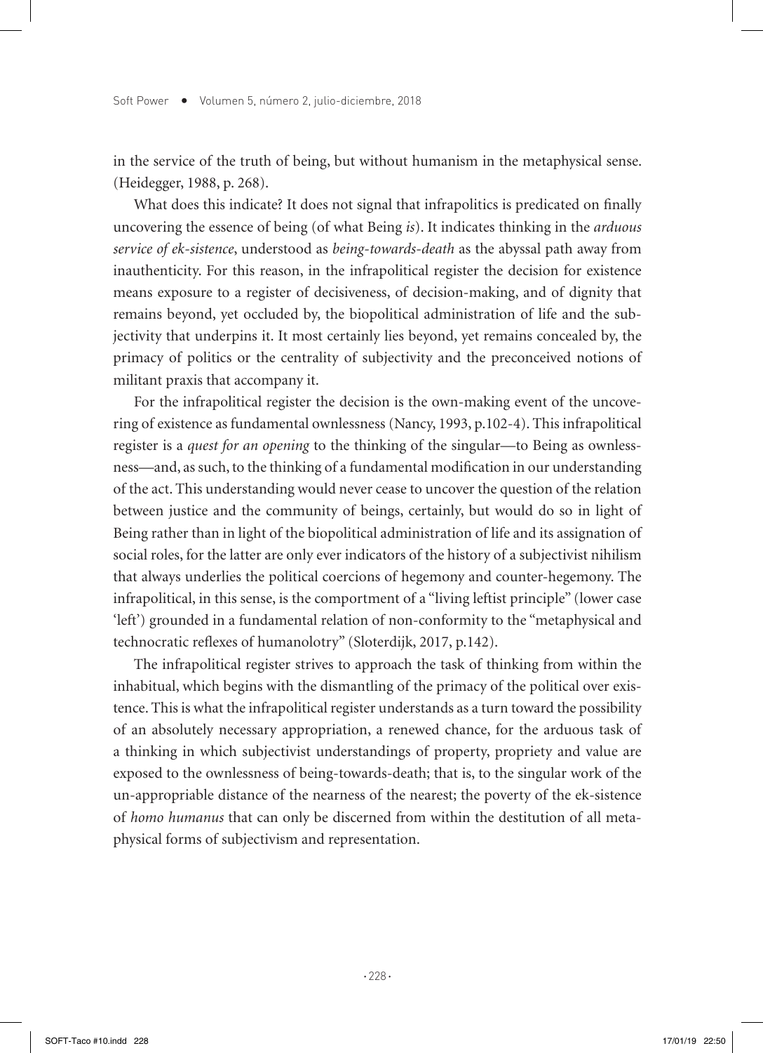in the service of the truth of being, but without humanism in the metaphysical sense. (Heidegger, 1988, p. 268).

What does this indicate? It does not signal that infrapolitics is predicated on finally uncovering the essence of being (of what Being *is*). It indicates thinking in the *arduous service of ek-sistence*, understood as *being-towards-death* as the abyssal path away from inauthenticity. For this reason, in the infrapolitical register the decision for existence means exposure to a register of decisiveness, of decision-making, and of dignity that remains beyond, yet occluded by, the biopolitical administration of life and the subjectivity that underpins it. It most certainly lies beyond, yet remains concealed by, the primacy of politics or the centrality of subjectivity and the preconceived notions of militant praxis that accompany it.

For the infrapolitical register the decision is the own-making event of the uncovering of existence as fundamental ownlessness (Nancy, 1993, p.102-4). This infrapolitical register is a *quest for an opening* to the thinking of the singular—to Being as ownlessness—and, as such, to the thinking of a fundamental modification in our understanding of the act. This understanding would never cease to uncover the question of the relation between justice and the community of beings, certainly, but would do so in light of Being rather than in light of the biopolitical administration of life and its assignation of social roles, for the latter are only ever indicators of the history of a subjectivist nihilism that always underlies the political coercions of hegemony and counter-hegemony. The infrapolitical, in this sense, is the comportment of a "living leftist principle" (lower case 'left') grounded in a fundamental relation of non-conformity to the "metaphysical and technocratic reflexes of humanolotry" (Sloterdijk, 2017, p.142).

The infrapolitical register strives to approach the task of thinking from within the inhabitual, which begins with the dismantling of the primacy of the political over existence. This is what the infrapolitical register understands as a turn toward the possibility of an absolutely necessary appropriation, a renewed chance, for the arduous task of a thinking in which subjectivist understandings of property, propriety and value are exposed to the ownlessness of being-towards-death; that is, to the singular work of the un-appropriable distance of the nearness of the nearest; the poverty of the ek-sistence of *homo humanus* that can only be discerned from within the destitution of all metaphysical forms of subjectivism and representation.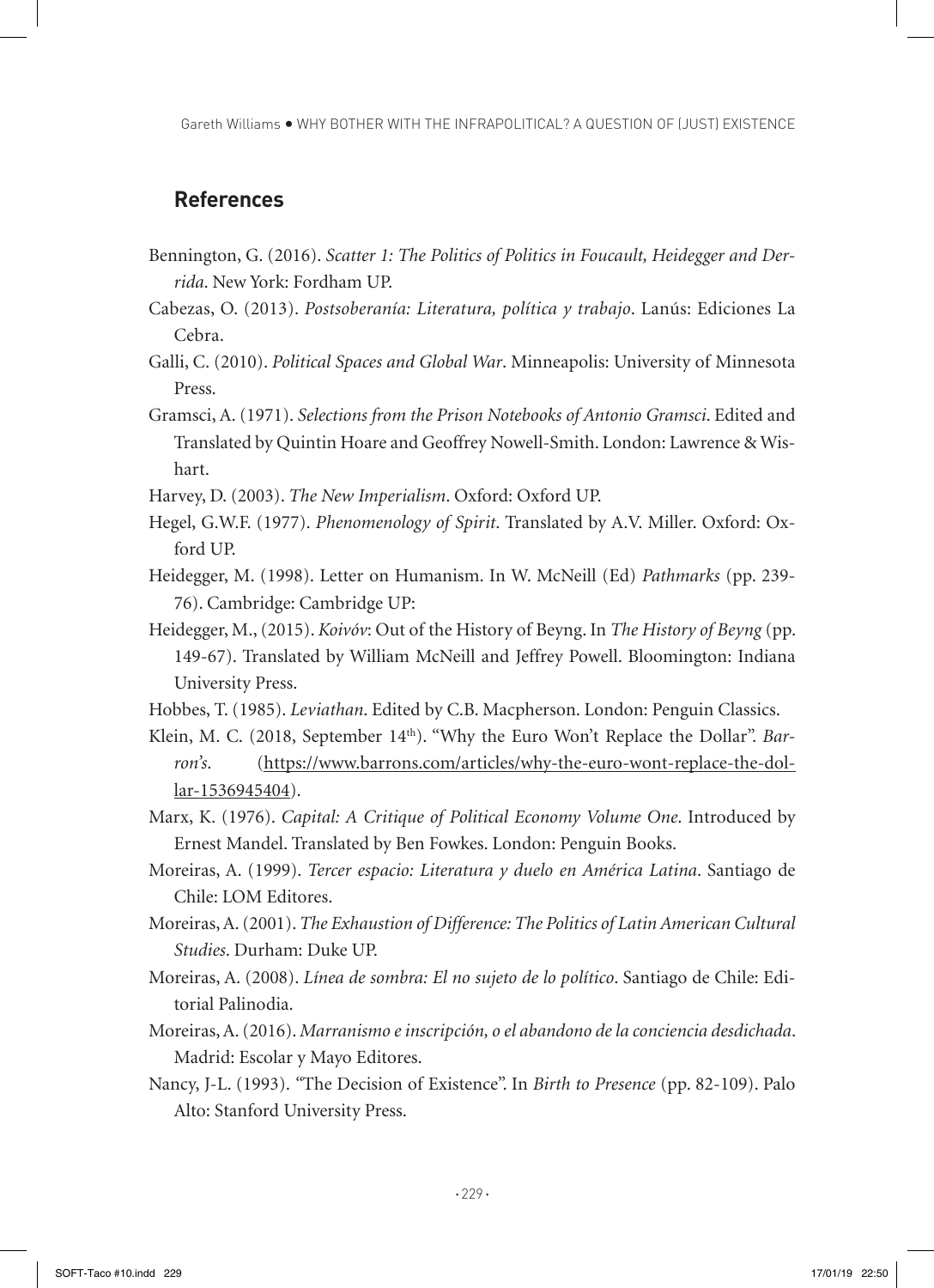## References

Bennington, G. (2016). *Scatter 1: The Politics of Politics in Foucault, Heidegger and Derrida*. New York: Fordham UP.

Cabezas, O. (2013). *Postsoberanía: Literatura, política y trabajo*. Lanús: Ediciones La Cebra.

Galli, C. (2010). *Political Spaces and Global War*. Minneapolis: University of Minnesota Press.

Gramsci, A. (1971). *Selections from the Prison Notebooks of Antonio Gramsci*. Edited and Translated by Quintin Hoare and Geoffrey Nowell-Smith. London: Lawrence & Wishart.

Harvey, D. (2003). *The New Imperialism*. Oxford: Oxford UP.

Hegel, G.W.F. (1977). *Phenomenology of Spirit*. Translated by A.V. Miller. Oxford: Oxford UP.

Heidegger, M. (1998). Letter on Humanism. In W. McNeill (Ed) *Pathmarks* (pp. 239-76). Cambridge: Cambridge UP:

Heidegger, M., (2015). *Koivóv*: Out of the History of Beyng. In *The History of Beyng* (pp. 149-67). Translated by William McNeill and Jeffrey Powell. Bloomington: Indiana University Press.

Hobbes, T. (1985). *Leviathan*. Edited by C.B. Macpherson. London: Penguin Classics.

Klein, M. C. (2018, September 14th). "Why the Euro Won't Replace the Dollar". *Barron's*. (https://www.barrons.com/articles/why-the-euro-wont-replace-the-dollar-1536945404).

Marx, K. (1976). *Capital: A Critique of Political Economy Volume One*. Introduced by Ernest Mandel. Translated by Ben Fowkes. London: Penguin Books.

Moreiras, A. (1999). *Tercer espacio: Literatura y duelo en América Latina*. Santiago de Chile: LOM Editores.

Moreiras, A. (2001). *The Exhaustion of Difference: The Politics of Latin American Cultural Studies*. Durham: Duke UP.

Moreiras, A. (2008). *Línea de sombra: El no sujeto de lo político*. Santiago de Chile: Editorial Palinodia.

Moreiras, A. (2016). *Marranismo e inscripción, o el abandono de la conciencia desdichada*. Madrid: Escolar y Mayo Editores.

Nancy, J-L. (1993). "The Decision of Existence". In *Birth to Presence* (pp. 82-109). Palo Alto: Stanford University Press.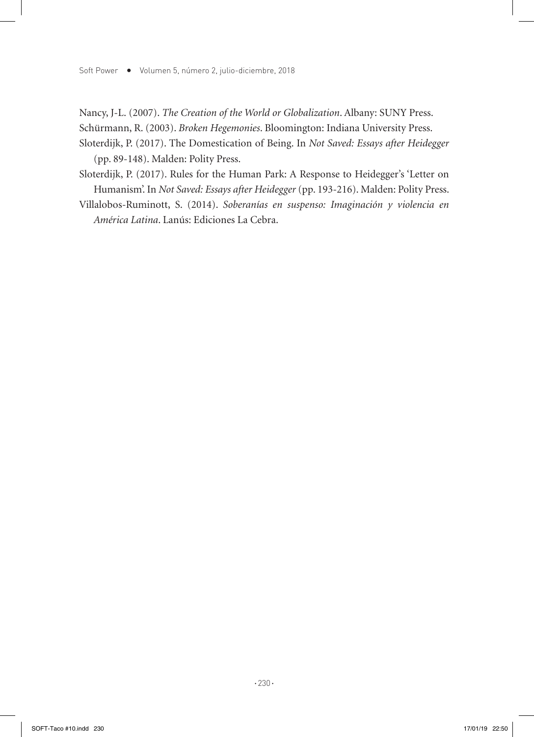Nancy, J-L. (2007). *The Creation of the World or Globalization*. Albany: SUNY Press.

Schürmann, R. (2003). *Broken Hegemonies*. Bloomington: Indiana University Press.

Sloterdijk, P. (2017). The Domestication of Being. In *Not Saved: Essays after Heidegger* (pp. 89-148). Malden: Polity Press.

Sloterdijk, P. (2017). Rules for the Human Park: A Response to Heidegger's 'Letter on Humanism'. In *Not Saved: Essays after Heidegger* (pp. 193-216). Malden: Polity Press.

Villalobos-Ruminott, S. (2014). *Soberanías en suspenso: Imaginación y violencia en América Latina*. Lanús: Ediciones La Cebra.